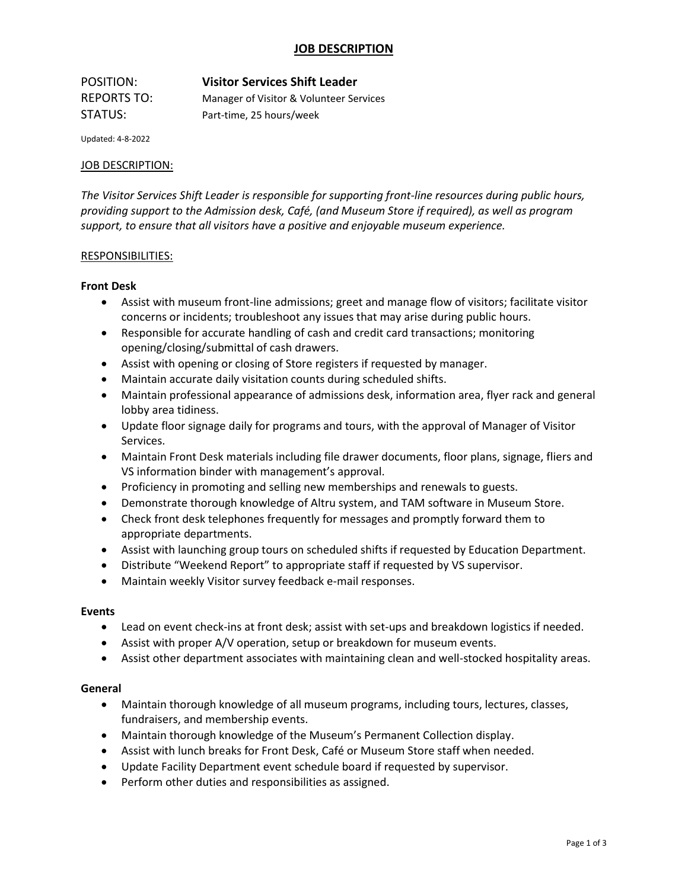# JOB DESCRIPTION

POSITION: **Visitor Services Shift Leader**
REPORTS TO: Manager of Visitor & Volunteer Services
STATUS: Part-time, 25 hours/week

Updated: 4-8-2022

## JOB DESCRIPTION:

*The Visitor Services Shift Leader is responsible for supporting front-line resources during public hours, providing support to the Admission desk, Café, (and Museum Store if required), as well as program support, to ensure that all visitors have a positive and enjoyable museum experience.*

## RESPONSIBILITIES:

### Front Desk

- Assist with museum front-line admissions; greet and manage flow of visitors; facilitate visitor concerns or incidents; troubleshoot any issues that may arise during public hours.
- Responsible for accurate handling of cash and credit card transactions; monitoring opening/closing/submittal of cash drawers.
- Assist with opening or closing of Store registers if requested by manager.
- Maintain accurate daily visitation counts during scheduled shifts.
- Maintain professional appearance of admissions desk, information area, flyer rack and general lobby area tidiness.
- Update floor signage daily for programs and tours, with the approval of Manager of Visitor Services.
- Maintain Front Desk materials including file drawer documents, floor plans, signage, fliers and VS information binder with management's approval.
- Proficiency in promoting and selling new memberships and renewals to guests.
- Demonstrate thorough knowledge of Altru system, and TAM software in Museum Store.
- Check front desk telephones frequently for messages and promptly forward them to appropriate departments.
- Assist with launching group tours on scheduled shifts if requested by Education Department.
- Distribute "Weekend Report" to appropriate staff if requested by VS supervisor.
- Maintain weekly Visitor survey feedback e-mail responses.

### Events

- Lead on event check-ins at front desk; assist with set-ups and breakdown logistics if needed.
- Assist with proper A/V operation, setup or breakdown for museum events.
- Assist other department associates with maintaining clean and well-stocked hospitality areas.

### General

- Maintain thorough knowledge of all museum programs, including tours, lectures, classes, fundraisers, and membership events.
- Maintain thorough knowledge of the Museum's Permanent Collection display.
- Assist with lunch breaks for Front Desk, Café or Museum Store staff when needed.
- Update Facility Department event schedule board if requested by supervisor.
- Perform other duties and responsibilities as assigned.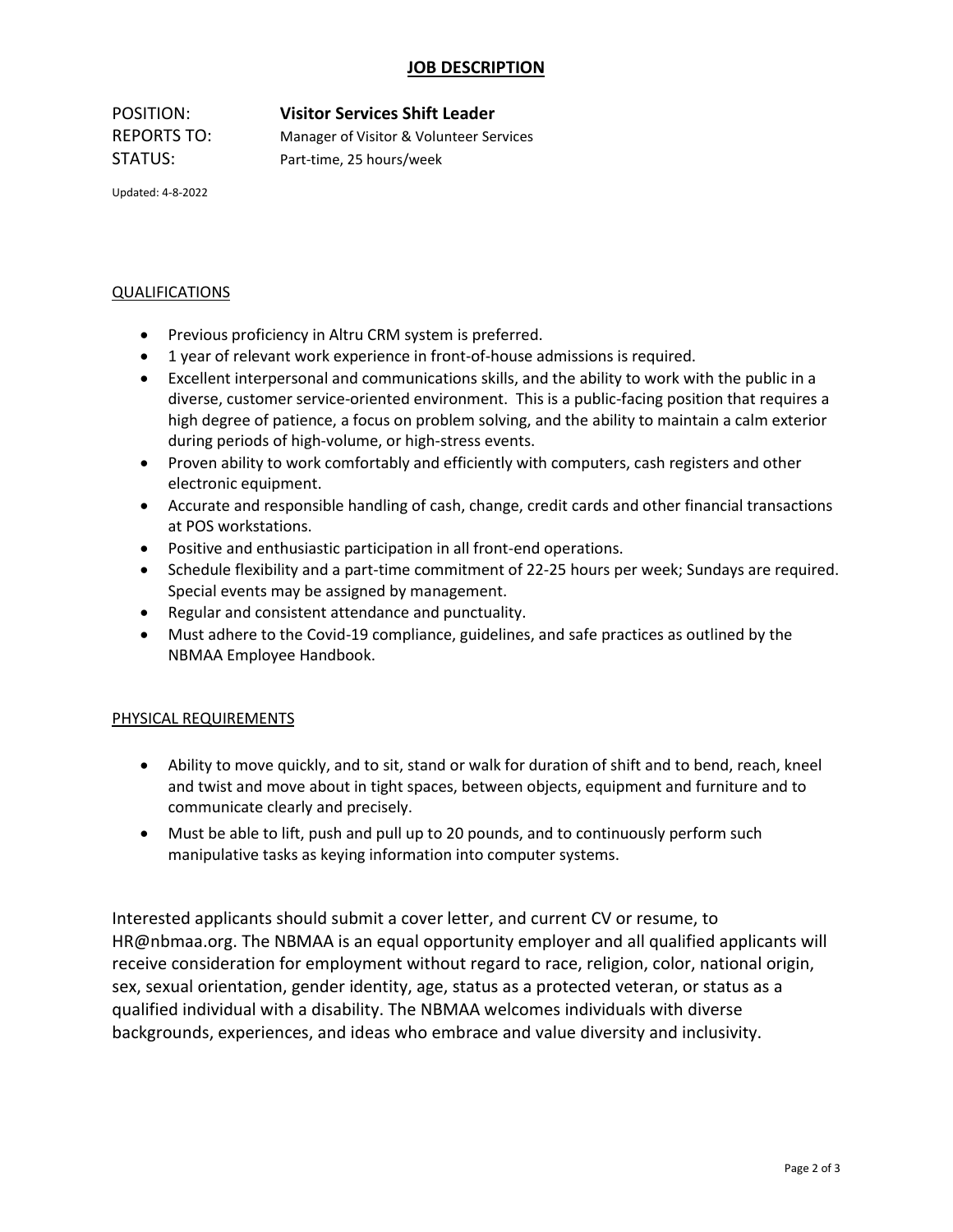# JOB DESCRIPTION

POSITION: **Visitor Services Shift Leader**
REPORTS TO: Manager of Visitor & Volunteer Services
STATUS: Part-time, 25 hours/week

Updated: 4-8-2022

## QUALIFICATIONS

- Previous proficiency in Altru CRM system is preferred.
- 1 year of relevant work experience in front-of-house admissions is required.
- Excellent interpersonal and communications skills, and the ability to work with the public in a diverse, customer service-oriented environment. This is a public-facing position that requires a high degree of patience, a focus on problem solving, and the ability to maintain a calm exterior during periods of high-volume, or high-stress events.
- Proven ability to work comfortably and efficiently with computers, cash registers and other electronic equipment.
- Accurate and responsible handling of cash, change, credit cards and other financial transactions at POS workstations.
- Positive and enthusiastic participation in all front-end operations.
- Schedule flexibility and a part-time commitment of 22-25 hours per week; Sundays are required. Special events may be assigned by management.
- Regular and consistent attendance and punctuality.
- Must adhere to the Covid-19 compliance, guidelines, and safe practices as outlined by the NBMAA Employee Handbook.

## PHYSICAL REQUIREMENTS

- Ability to move quickly, and to sit, stand or walk for duration of shift and to bend, reach, kneel and twist and move about in tight spaces, between objects, equipment and furniture and to communicate clearly and precisely.
- Must be able to lift, push and pull up to 20 pounds, and to continuously perform such manipulative tasks as keying information into computer systems.

Interested applicants should submit a cover letter, and current CV or resume, to HR@nbmaa.org. The NBMAA is an equal opportunity employer and all qualified applicants will receive consideration for employment without regard to race, religion, color, national origin, sex, sexual orientation, gender identity, age, status as a protected veteran, or status as a qualified individual with a disability. The NBMAA welcomes individuals with diverse backgrounds, experiences, and ideas who embrace and value diversity and inclusivity.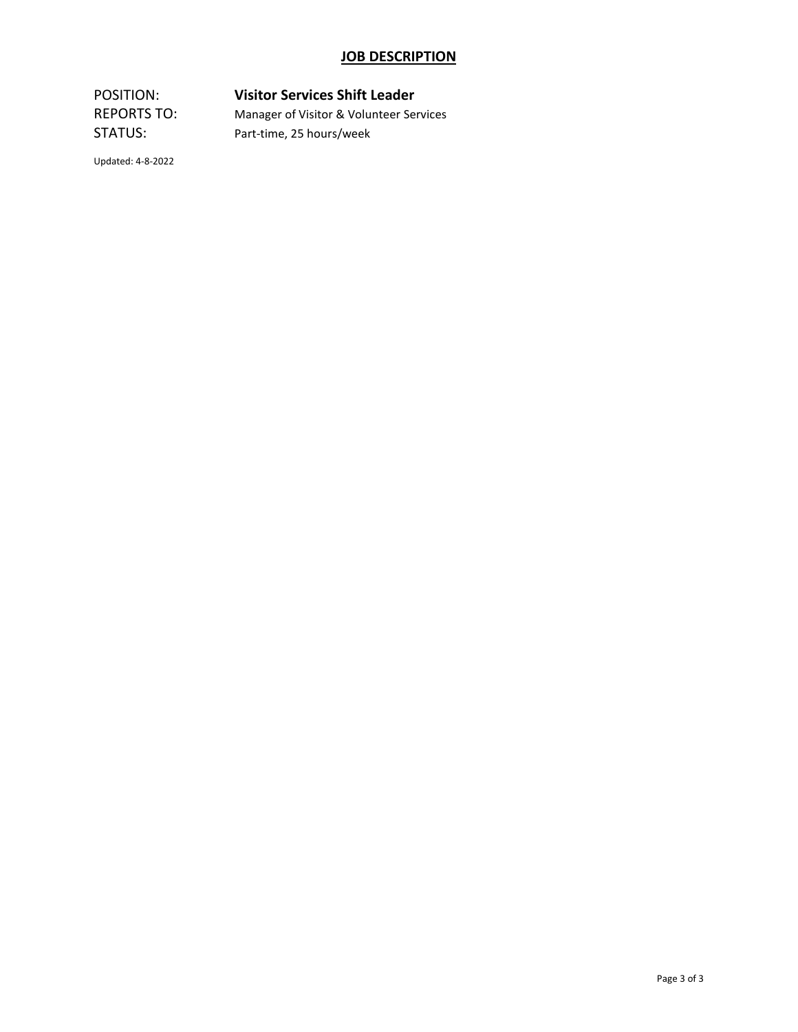## JOB DESCRIPTION

POSITION: **Visitor Services Shift Leader**
REPORTS TO: Manager of Visitor & Volunteer Services
STATUS: Part-time, 25 hours/week

Updated: 4-8-2022